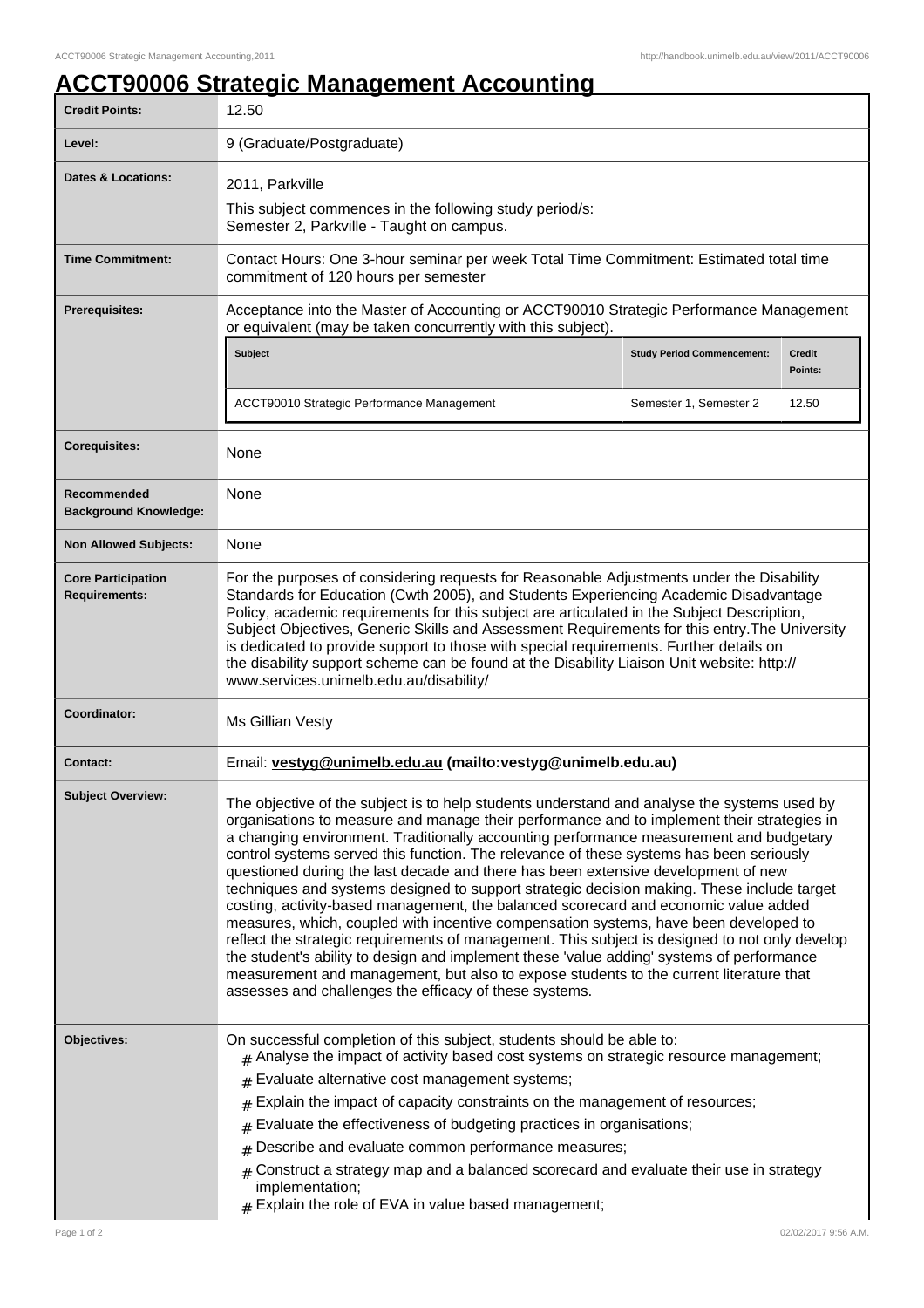# ACCT90006 Strategic Management Accounting

| | |
|---|---|
| **Credit Points:** | 12.50 |
| **Level:** | 9 (Graduate/Postgraduate) |
| **Dates & Locations:** | 2011, Parkville<br>This subject commences in the following study period/s:<br>Semester 2, Parkville - Taught on campus. |
| **Time Commitment:** | Contact Hours: One 3-hour seminar per week Total Time Commitment: Estimated total time commitment of 120 hours per semester |
| **Prerequisites:** | Acceptance into the Master of Accounting or ACCT90010 Strategic Performance Management or equivalent (may be taken concurrently with this subject).<br><br>**Subject** / **Study Period Commencement** / **Credit Points:**<br>ACCT90010 Strategic Performance Management / Semester 1, Semester 2 / 12.50 |
| **Corequisites:** | None |
| **Recommended Background Knowledge:** | None |
| **Non Allowed Subjects:** | None |
| **Core Participation Requirements:** | For the purposes of considering requests for Reasonable Adjustments under the Disability Standards for Education (Cwth 2005), and Students Experiencing Academic Disadvantage Policy, academic requirements for this subject are articulated in the Subject Description, Subject Objectives, Generic Skills and Assessment Requirements for this entry.The University is dedicated to provide support to those with special requirements. Further details on the disability support scheme can be found at the Disability Liaison Unit website: http://www.services.unimelb.edu.au/disability/ |
| **Coordinator:** | Ms Gillian Vesty |
| **Contact:** | Email: **vestyg@unimelb.edu.au (mailto:vestyg@unimelb.edu.au)** |
| **Subject Overview:** | The objective of the subject is to help students understand and analyse the systems used by organisations to measure and manage their performance and to implement their strategies in a changing environment. Traditionally accounting performance measurement and budgetary control systems served this function. The relevance of these systems has been seriously questioned during the last decade and there has been extensive development of new techniques and systems designed to support strategic decision making. These include target costing, activity-based management, the balanced scorecard and economic value added measures, which, coupled with incentive compensation systems, have been developed to reflect the strategic requirements of management. This subject is designed to not only develop the student's ability to design and implement these 'value adding' systems of performance measurement and management, but also to expose students to the current literature that assesses and challenges the efficacy of these systems. |
| **Objectives:** | On successful completion of this subject, students should be able to:<br># Analyse the impact of activity based cost systems on strategic resource management;<br># Evaluate alternative cost management systems;<br># Explain the impact of capacity constraints on the management of resources;<br># Evaluate the effectiveness of budgeting practices in organisations;<br># Describe and evaluate common performance measures;<br># Construct a strategy map and a balanced scorecard and evaluate their use in strategy implementation;<br># Explain the role of EVA in value based management; |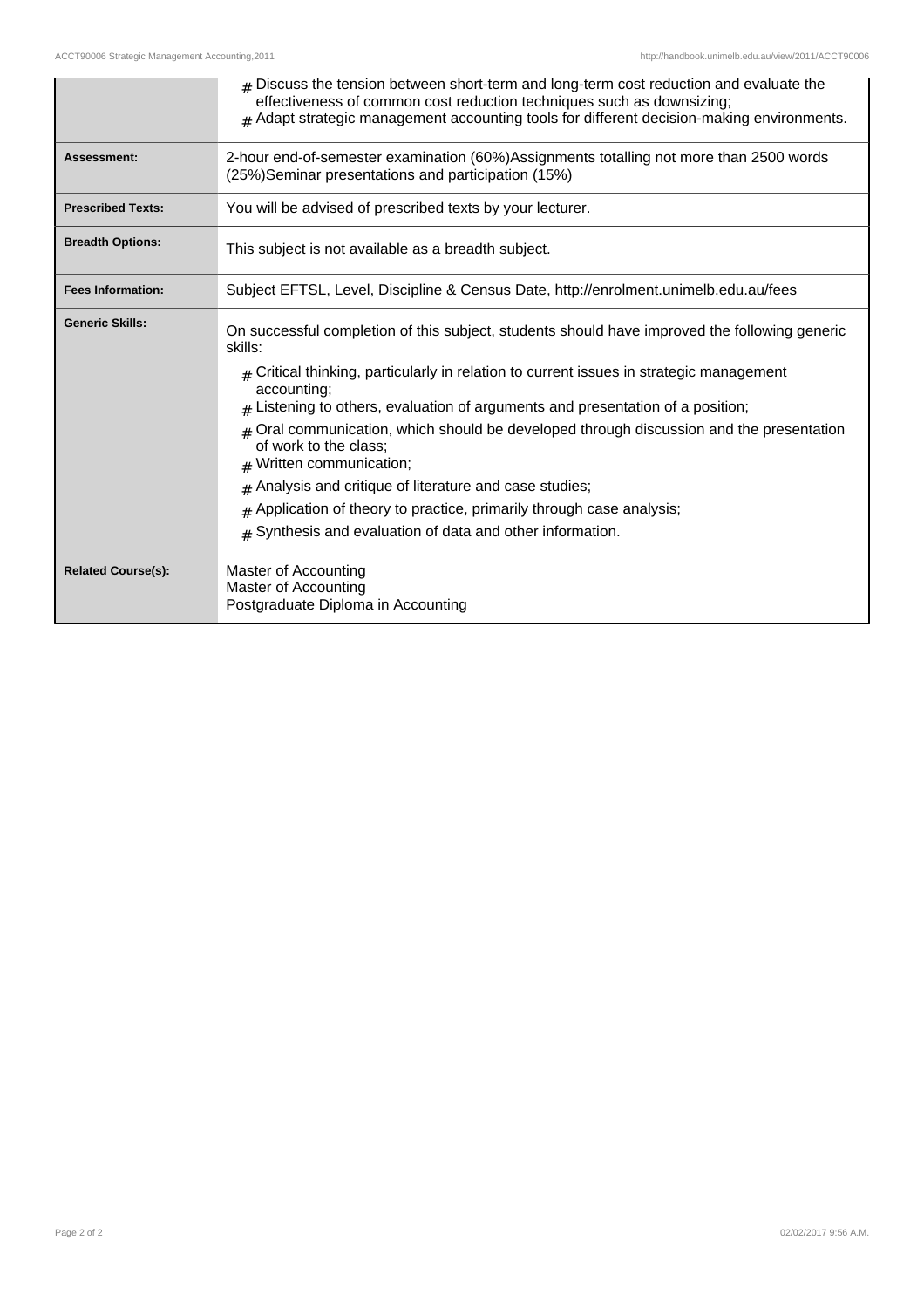| | |
|---|---|
| | # Discuss the tension between short-term and long-term cost reduction and evaluate the effectiveness of common cost reduction techniques such as downsizing;<br># Adapt strategic management accounting tools for different decision-making environments. |
| **Assessment:** | 2-hour end-of-semester examination (60%)Assignments totalling not more than 2500 words (25%)Seminar presentations and participation (15%) |
| **Prescribed Texts:** | You will be advised of prescribed texts by your lecturer. |
| **Breadth Options:** | This subject is not available as a breadth subject. |
| **Fees Information:** | Subject EFTSL, Level, Discipline & Census Date, http://enrolment.unimelb.edu.au/fees |
| **Generic Skills:** | On successful completion of this subject, students should have improved the following generic skills:<br># Critical thinking, particularly in relation to current issues in strategic management accounting;<br># Listening to others, evaluation of arguments and presentation of a position;<br># Oral communication, which should be developed through discussion and the presentation of work to the class;<br># Written communication;<br># Analysis and critique of literature and case studies;<br># Application of theory to practice, primarily through case analysis;<br># Synthesis and evaluation of data and other information. |
| **Related Course(s):** | Master of Accounting<br>Master of Accounting<br>Postgraduate Diploma in Accounting |